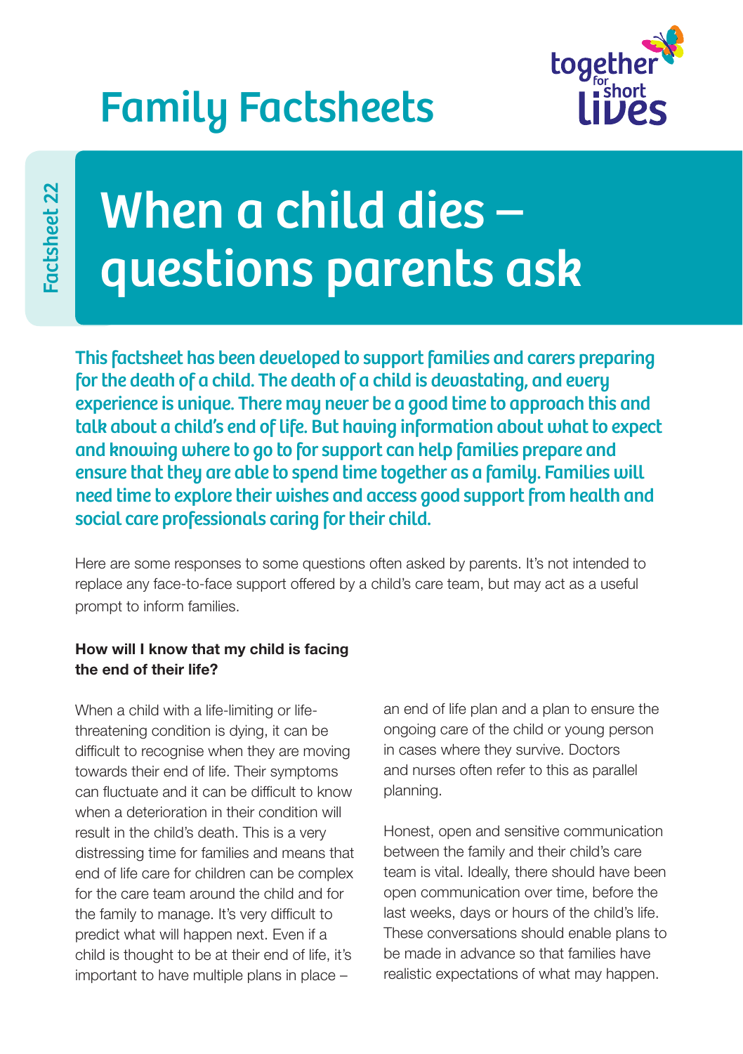# Family Factsheets

Factsheet 22

# When a child dies – questions parents ask

**This factsheet has been developed to support families and carers preparing for the death of a child. The death of a child is devastating, and every experience is unique. There may never be a good time to approach this and talk about a child's end of life. But having information about what to expect and knowing where to go to for support can help families prepare and ensure that they are able to spend time together as a family. Families will need time to explore their wishes and access good support from health and social care professionals caring for their child.**

Here are some responses to some questions often asked by parents. It's not intended to replace any face-to-face support offered by a child's care team, but may act as a useful prompt to inform families.

### How will I know that my child is facing the end of their life?

When a child with a life-limiting or life-threatening condition is dying, it can be difficult to recognise when they are moving towards their end of life. Their symptoms can fluctuate and it can be difficult to know when a deterioration in their condition will result in the child's death. This is a very distressing time for families and means that end of life care for children can be complex for the care team around the child and for the family to manage. It's very difficult to predict what will happen next. Even if a child is thought to be at their end of life, it's important to have multiple plans in place – an end of life plan and a plan to ensure the ongoing care of the child or young person in cases where they survive. Doctors and nurses often refer to this as parallel planning.

Honest, open and sensitive communication between the family and their child's care team is vital. Ideally, there should have been open communication over time, before the last weeks, days or hours of the child's life. These conversations should enable plans to be made in advance so that families have realistic expectations of what may happen.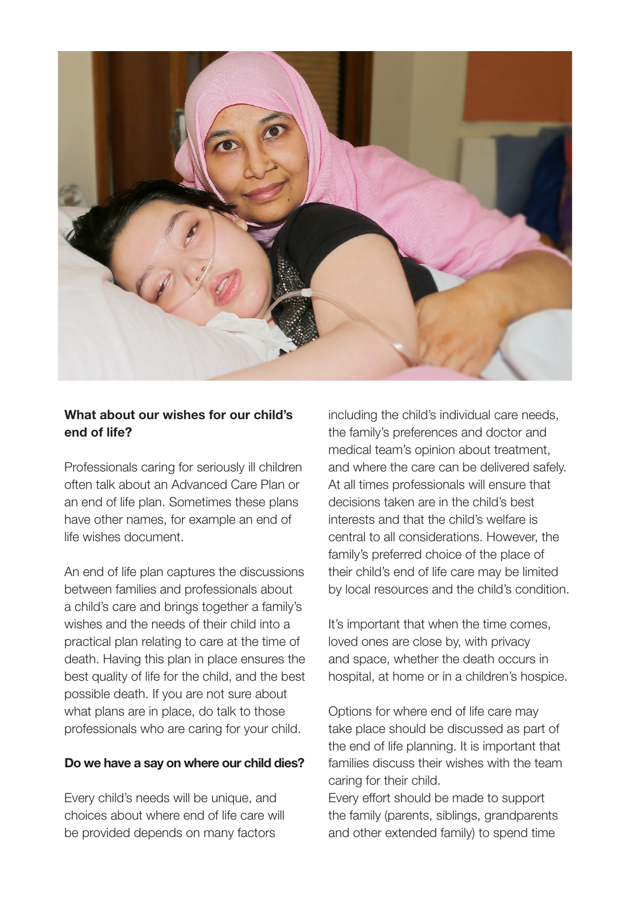### What about our wishes for our child's end of life?

Professionals caring for seriously ill children often talk about an Advanced Care Plan or an end of life plan. Sometimes these plans have other names, for example an end of life wishes document.

An end of life plan captures the discussions between families and professionals about a child's care and brings together a family's wishes and the needs of their child into a practical plan relating to care at the time of death. Having this plan in place ensures the best quality of life for the child, and the best possible death. If you are not sure about what plans are in place, do talk to those professionals who are caring for your child.

### Do we have a say on where our child dies?

Every child's needs will be unique, and choices about where end of life care will be provided depends on many factors including the child's individual care needs, the family's preferences and doctor and medical team's opinion about treatment, and where the care can be delivered safely. At all times professionals will ensure that decisions taken are in the child's best interests and that the child's welfare is central to all considerations. However, the family's preferred choice of the place of their child's end of life care may be limited by local resources and the child's condition.

It's important that when the time comes, loved ones are close by, with privacy and space, whether the death occurs in hospital, at home or in a children's hospice.

Options for where end of life care may take place should be discussed as part of the end of life planning. It is important that families discuss their wishes with the team caring for their child.
Every effort should be made to support the family (parents, siblings, grandparents and other extended family) to spend time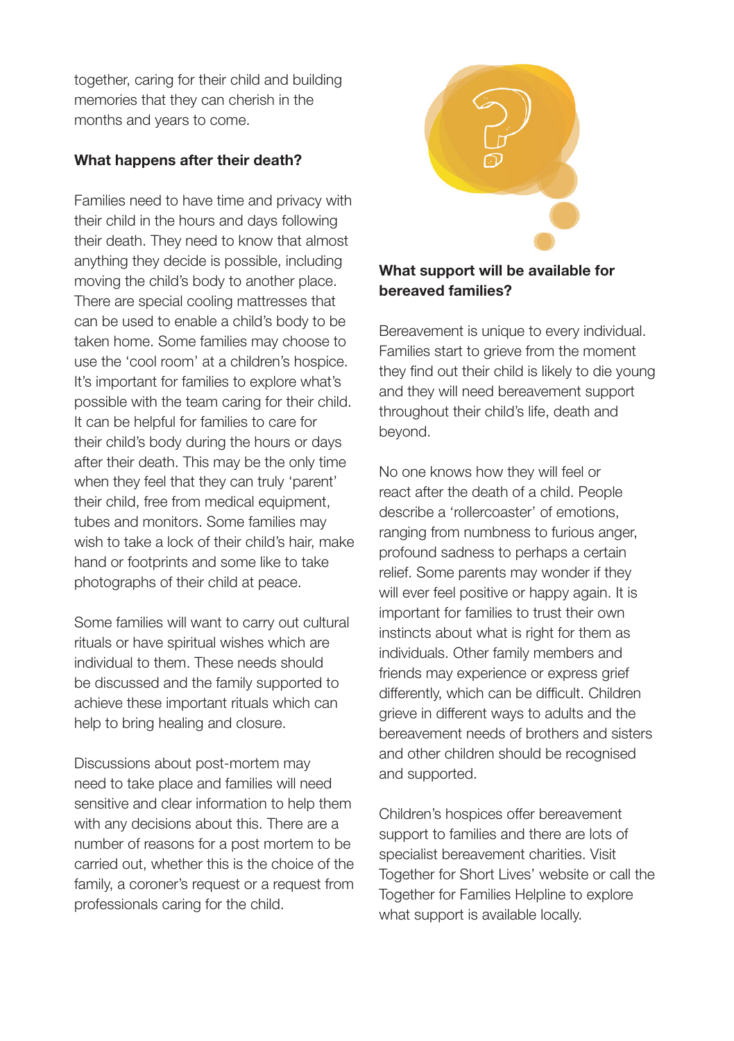together, caring for their child and building memories that they can cherish in the months and years to come.

**What happens after their death?**

Families need to have time and privacy with their child in the hours and days following their death. They need to know that almost anything they decide is possible, including moving the child's body to another place. There are special cooling mattresses that can be used to enable a child's body to be taken home. Some families may choose to use the 'cool room' at a children's hospice. It's important for families to explore what's possible with the team caring for their child. It can be helpful for families to care for their child's body during the hours or days after their death. This may be the only time when they feel that they can truly 'parent' their child, free from medical equipment, tubes and monitors. Some families may wish to take a lock of their child's hair, make hand or footprints and some like to take photographs of their child at peace.

Some families will want to carry out cultural rituals or have spiritual wishes which are individual to them. These needs should be discussed and the family supported to achieve these important rituals which can help to bring healing and closure.

Discussions about post-mortem may need to take place and families will need sensitive and clear information to help them with any decisions about this. There are a number of reasons for a post mortem to be carried out, whether this is the choice of the family, a coroner's request or a request from professionals caring for the child.

**What support will be available for bereaved families?**

Bereavement is unique to every individual. Families start to grieve from the moment they find out their child is likely to die young and they will need bereavement support throughout their child's life, death and beyond.

No one knows how they will feel or react after the death of a child. People describe a 'rollercoaster' of emotions, ranging from numbness to furious anger, profound sadness to perhaps a certain relief. Some parents may wonder if they will ever feel positive or happy again. It is important for families to trust their own instincts about what is right for them as individuals. Other family members and friends may experience or express grief differently, which can be difficult. Children grieve in different ways to adults and the bereavement needs of brothers and sisters and other children should be recognised and supported.

Children's hospices offer bereavement support to families and there are lots of specialist bereavement charities. Visit Together for Short Lives' website or call the Together for Families Helpline to explore what support is available locally.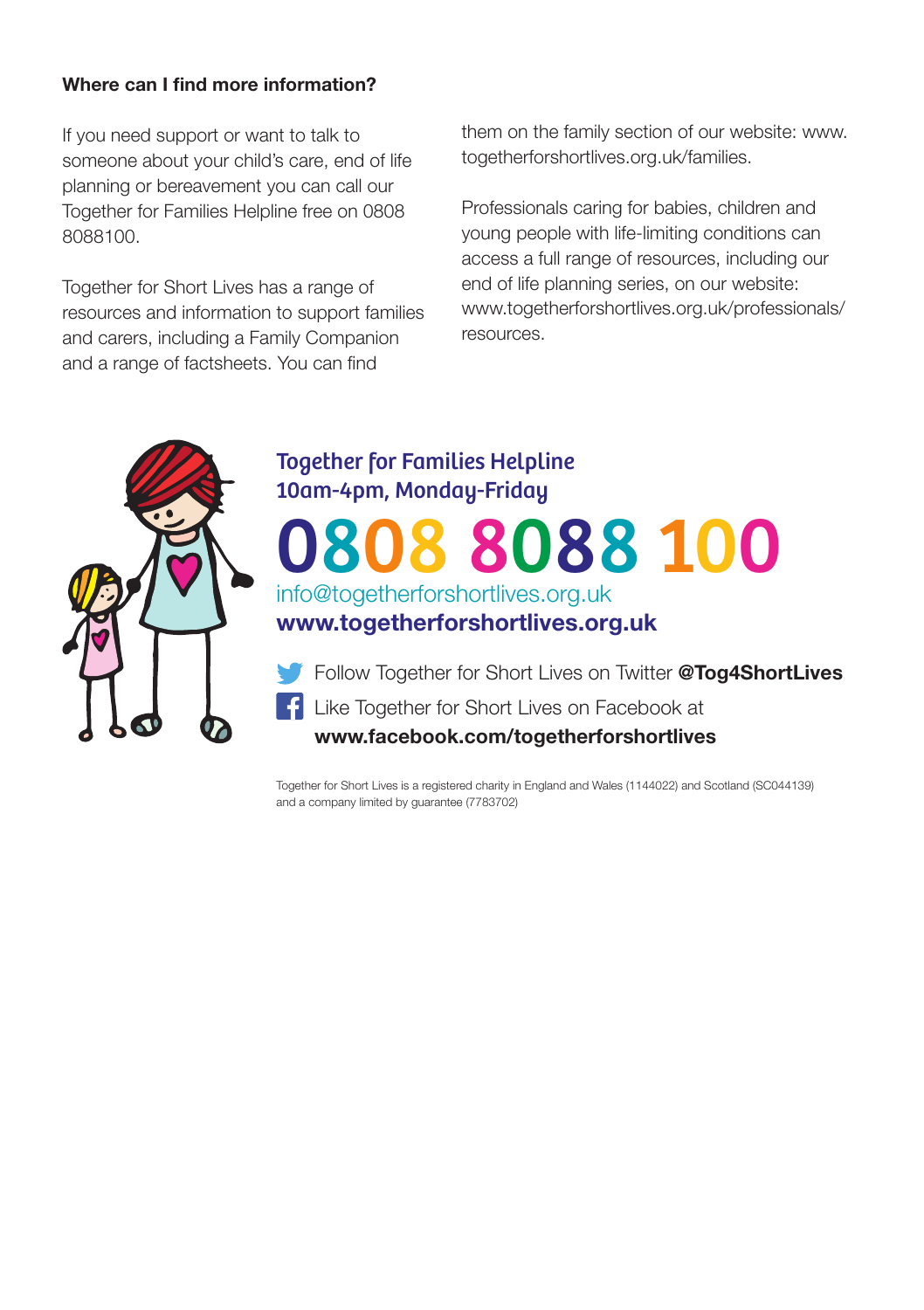**Where can I find more information?**

If you need support or want to talk to someone about your child's care, end of life planning or bereavement you can call our Together for Families Helpline free on 0808 8088100.

Together for Short Lives has a range of resources and information to support families and carers, including a Family Companion and a range of factsheets. You can find them on the family section of our website: www.togetherforshortlives.org.uk/families.

Professionals caring for babies, children and young people with life-limiting conditions can access a full range of resources, including our end of life planning series, on our website: www.togetherforshortlives.org.uk/professionals/resources.

**Together for Families Helpline**
**10am-4pm, Monday-Friday**

# 0808 8088 100

info@togetherforshortlives.org.uk

**www.togetherforshortlives.org.uk**

Follow Together for Short Lives on Twitter **@Tog4ShortLives**

Like Together for Short Lives on Facebook at **www.facebook.com/togetherforshortlives**

Together for Short Lives is a registered charity in England and Wales (1144022) and Scotland (SC044139) and a company limited by guarantee (7783702)